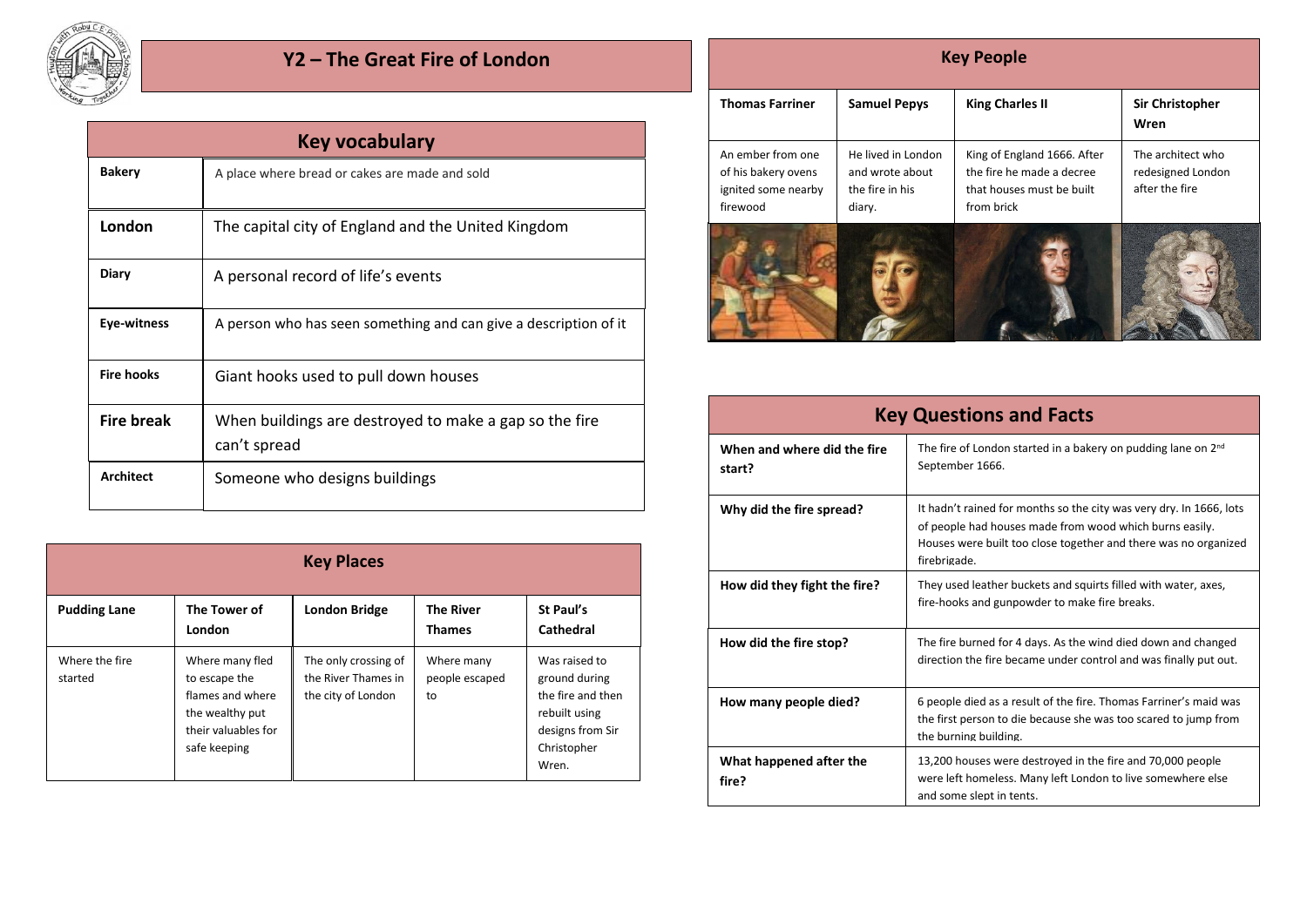# Y2 – The Great Fire of London

| Key vocabulary | |
|---|---|
| **Bakery** | A place where bread or cakes are made and sold |
| **London** | The capital city of England and the United Kingdom |
| **Diary** | A personal record of life's events |
| **Eye-witness** | A person who has seen something and can give a description of it |
| **Fire hooks** | Giant hooks used to pull down houses |
| **Fire break** | When buildings are destroyed to make a gap so the fire can't spread |
| **Architect** | Someone who designs buildings |

## Key Places

| Pudding Lane | The Tower of London | London Bridge | The River Thames | St Paul's Cathedral |
|---|---|---|---|---|
| Where the fire started | Where many fled to escape the flames and where the wealthy put their valuables for safe keeping | The only crossing of the River Thames in the city of London | Where many people escaped to | Was raised to ground during the fire and then rebuilt using designs from Sir Christopher Wren. |

## Key People

| Thomas Farriner | Samuel Pepys | King Charles II | Sir Christopher Wren |
|---|---|---|---|
| An ember from one of his bakery ovens ignited some nearby firewood | He lived in London and wrote about the fire in his diary. | King of England 1666. After the fire he made a decree that houses must be built from brick | The architect who redesigned London after the fire |

## Key Questions and Facts

| Question | Answer |
|---|---|
| **When and where did the fire start?** | The fire of London started in a bakery on pudding lane on 2nd September 1666. |
| **Why did the fire spread?** | It hadn't rained for months so the city was very dry. In 1666, lots of people had houses made from wood which burns easily. Houses were built too close together and there was no organized firebrigade. |
| **How did they fight the fire?** | They used leather buckets and squirts filled with water, axes, fire-hooks and gunpowder to make fire breaks. |
| **How did the fire stop?** | The fire burned for 4 days. As the wind died down and changed direction the fire became under control and was finally put out. |
| **How many people died?** | 6 people died as a result of the fire. Thomas Farriner's maid was the first person to die because she was too scared to jump from the burning building. |
| **What happened after the fire?** | 13,200 houses were destroyed in the fire and 70,000 people were left homeless. Many left London to live somewhere else and some slept in tents. |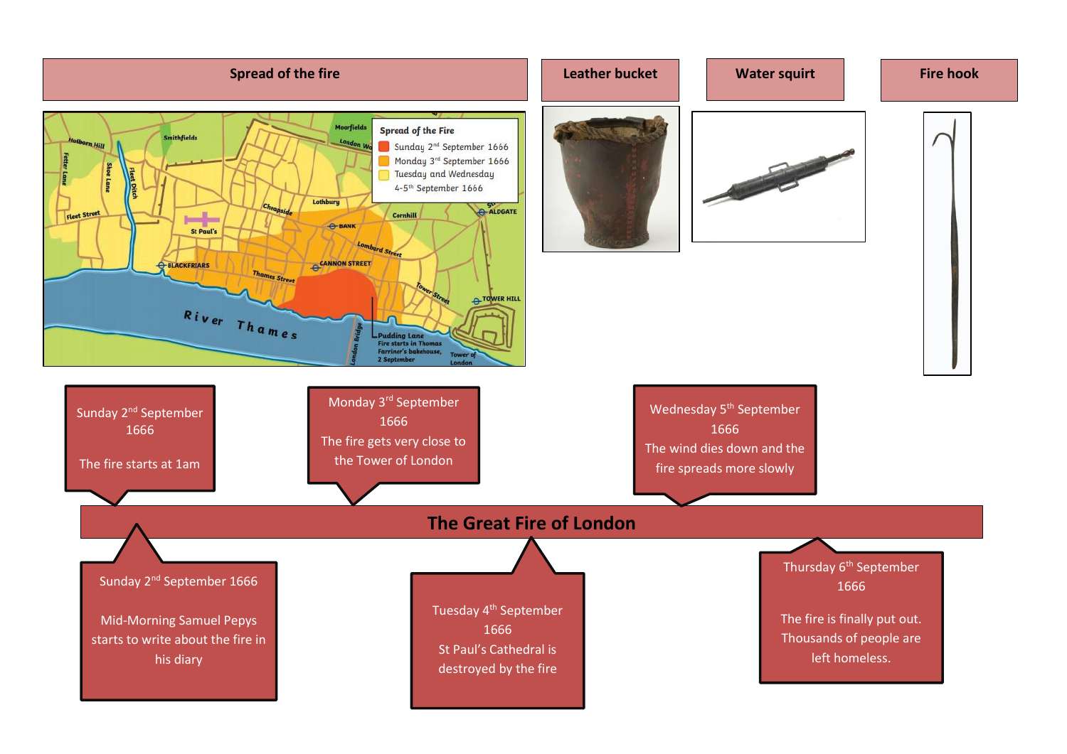## Spread of the fire

Spread of the Fire
Sunday 2nd September 1666
Monday 3rd September 1666
Tuesday and Wednesday 4-5th September 1666

Moorfields
Smithfields
Holborn Hill
London Wall
Fetter Lane
Shoe Lane
Fleet Ditch
Fleet Street
St Paul's
Cheapside
Lothbury
Cornhill
ALDGATE
BANK
Lombard Street
BLACKFRIARS
CANNON STREET
Thames Street
Tower Street
TOWER HILL
River Thames
London Bridge
Pudding Lane
Fire starts in Thomas Farriner's bakehouse, 2 September
Tower of London

## Leather bucket

## Water squirt

## Fire hook

## The Great Fire of London

**Sunday 2nd September 1666**

The fire starts at 1am

**Sunday 2nd September 1666**

Mid-Morning Samuel Pepys starts to write about the fire in his diary

**Monday 3rd September 1666**

The fire gets very close to the Tower of London

**Tuesday 4th September 1666**

St Paul's Cathedral is destroyed by the fire

**Wednesday 5th September 1666**

The wind dies down and the fire spreads more slowly

**Thursday 6th September 1666**

The fire is finally put out. Thousands of people are left homeless.